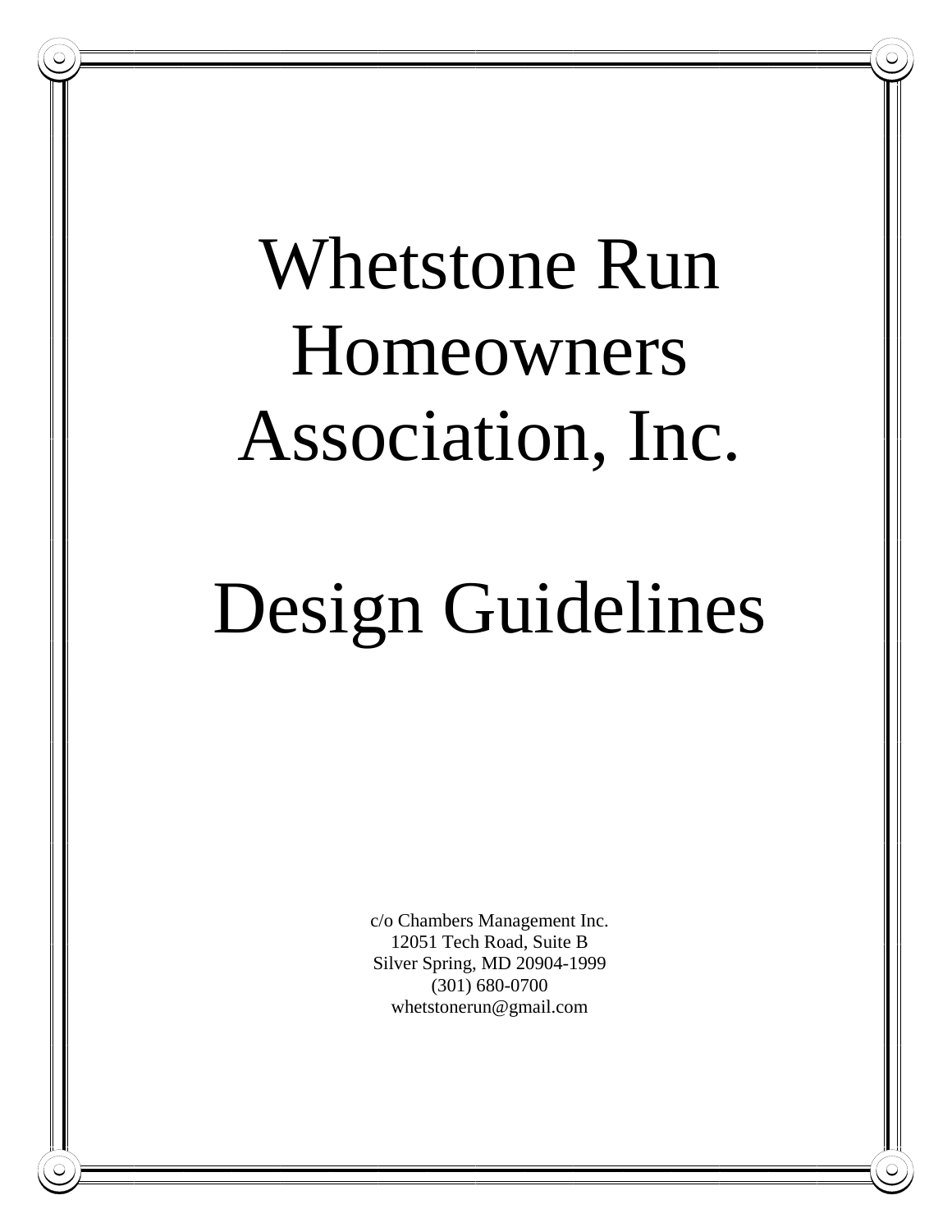# Whetstone Run Homeowners Association, Inc.

# Design Guidelines

c/o Chambers Management Inc.
12051 Tech Road, Suite B
Silver Spring, MD 20904-1999
(301) 680-0700
whetstonerun@gmail.com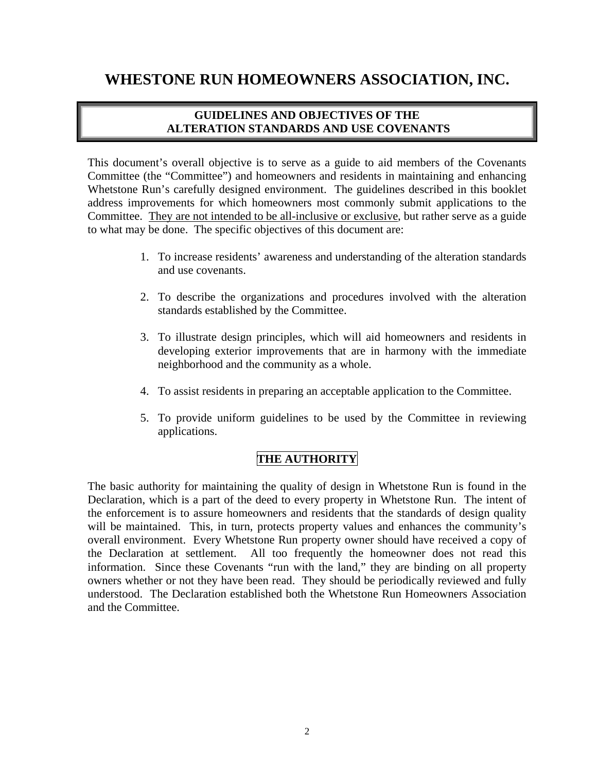# WHESTONE RUN HOMEOWNERS ASSOCIATION, INC.

## GUIDELINES AND OBJECTIVES OF THE ALTERATION STANDARDS AND USE COVENANTS

This document's overall objective is to serve as a guide to aid members of the Covenants Committee (the "Committee") and homeowners and residents in maintaining and enhancing Whetstone Run's carefully designed environment. The guidelines described in this booklet address improvements for which homeowners most commonly submit applications to the Committee. They are not intended to be all-inclusive or exclusive, but rather serve as a guide to what may be done. The specific objectives of this document are:

1. To increase residents' awareness and understanding of the alteration standards and use covenants.
2. To describe the organizations and procedures involved with the alteration standards established by the Committee.
3. To illustrate design principles, which will aid homeowners and residents in developing exterior improvements that are in harmony with the immediate neighborhood and the community as a whole.
4. To assist residents in preparing an acceptable application to the Committee.
5. To provide uniform guidelines to be used by the Committee in reviewing applications.

## THE AUTHORITY

The basic authority for maintaining the quality of design in Whetstone Run is found in the Declaration, which is a part of the deed to every property in Whetstone Run. The intent of the enforcement is to assure homeowners and residents that the standards of design quality will be maintained. This, in turn, protects property values and enhances the community's overall environment. Every Whetstone Run property owner should have received a copy of the Declaration at settlement. All too frequently the homeowner does not read this information. Since these Covenants "run with the land," they are binding on all property owners whether or not they have been read. They should be periodically reviewed and fully understood. The Declaration established both the Whetstone Run Homeowners Association and the Committee.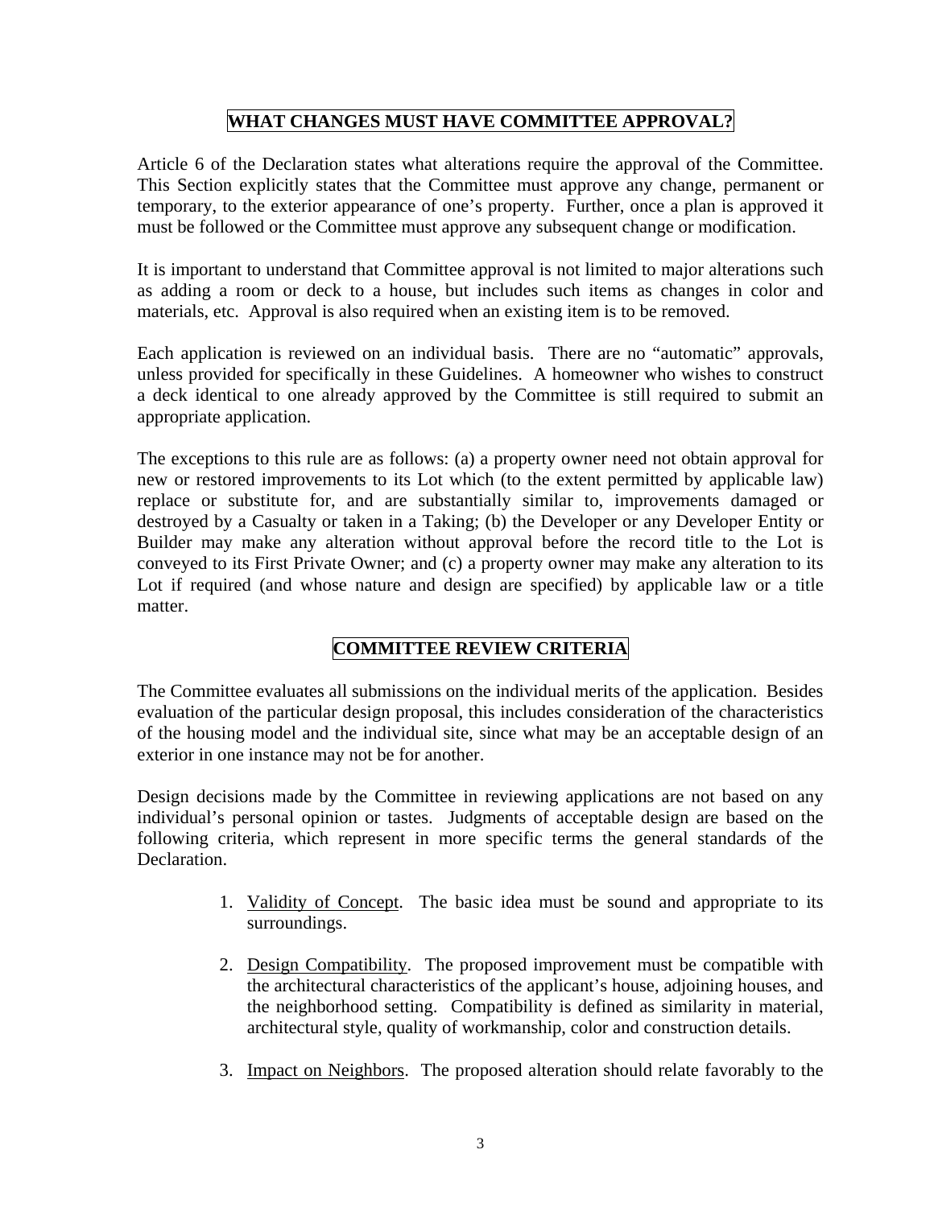## WHAT CHANGES MUST HAVE COMMITTEE APPROVAL?

Article 6 of the Declaration states what alterations require the approval of the Committee. This Section explicitly states that the Committee must approve any change, permanent or temporary, to the exterior appearance of one's property. Further, once a plan is approved it must be followed or the Committee must approve any subsequent change or modification.

It is important to understand that Committee approval is not limited to major alterations such as adding a room or deck to a house, but includes such items as changes in color and materials, etc. Approval is also required when an existing item is to be removed.

Each application is reviewed on an individual basis. There are no "automatic" approvals, unless provided for specifically in these Guidelines. A homeowner who wishes to construct a deck identical to one already approved by the Committee is still required to submit an appropriate application.

The exceptions to this rule are as follows: (a) a property owner need not obtain approval for new or restored improvements to its Lot which (to the extent permitted by applicable law) replace or substitute for, and are substantially similar to, improvements damaged or destroyed by a Casualty or taken in a Taking; (b) the Developer or any Developer Entity or Builder may make any alteration without approval before the record title to the Lot is conveyed to its First Private Owner; and (c) a property owner may make any alteration to its Lot if required (and whose nature and design are specified) by applicable law or a title matter.

## COMMITTEE REVIEW CRITERIA

The Committee evaluates all submissions on the individual merits of the application. Besides evaluation of the particular design proposal, this includes consideration of the characteristics of the housing model and the individual site, since what may be an acceptable design of an exterior in one instance may not be for another.

Design decisions made by the Committee in reviewing applications are not based on any individual's personal opinion or tastes. Judgments of acceptable design are based on the following criteria, which represent in more specific terms the general standards of the Declaration.

1. Validity of Concept. The basic idea must be sound and appropriate to its surroundings.

2. Design Compatibility. The proposed improvement must be compatible with the architectural characteristics of the applicant's house, adjoining houses, and the neighborhood setting. Compatibility is defined as similarity in material, architectural style, quality of workmanship, color and construction details.

3. Impact on Neighbors. The proposed alteration should relate favorably to the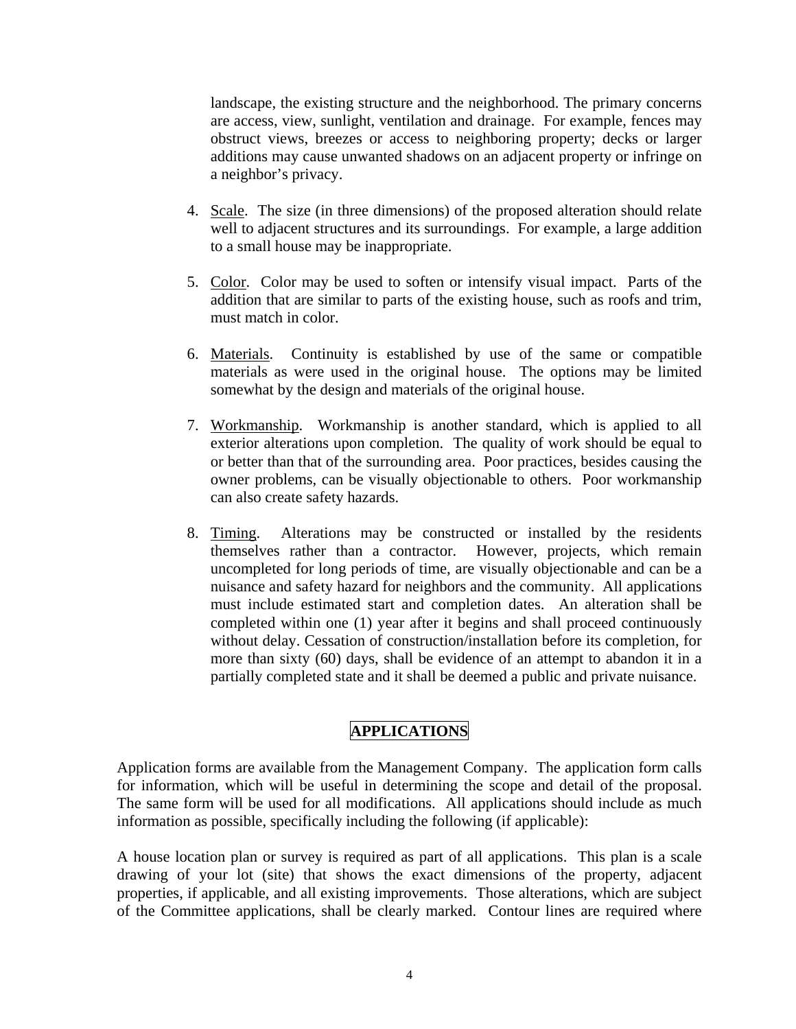landscape, the existing structure and the neighborhood. The primary concerns are access, view, sunlight, ventilation and drainage. For example, fences may obstruct views, breezes or access to neighboring property; decks or larger additions may cause unwanted shadows on an adjacent property or infringe on a neighbor's privacy.

4. Scale. The size (in three dimensions) of the proposed alteration should relate well to adjacent structures and its surroundings. For example, a large addition to a small house may be inappropriate.

5. Color. Color may be used to soften or intensify visual impact. Parts of the addition that are similar to parts of the existing house, such as roofs and trim, must match in color.

6. Materials. Continuity is established by use of the same or compatible materials as were used in the original house. The options may be limited somewhat by the design and materials of the original house.

7. Workmanship. Workmanship is another standard, which is applied to all exterior alterations upon completion. The quality of work should be equal to or better than that of the surrounding area. Poor practices, besides causing the owner problems, can be visually objectionable to others. Poor workmanship can also create safety hazards.

8. Timing. Alterations may be constructed or installed by the residents themselves rather than a contractor. However, projects, which remain uncompleted for long periods of time, are visually objectionable and can be a nuisance and safety hazard for neighbors and the community. All applications must include estimated start and completion dates. An alteration shall be completed within one (1) year after it begins and shall proceed continuously without delay. Cessation of construction/installation before its completion, for more than sixty (60) days, shall be evidence of an attempt to abandon it in a partially completed state and it shall be deemed a public and private nuisance.

## APPLICATIONS

Application forms are available from the Management Company. The application form calls for information, which will be useful in determining the scope and detail of the proposal. The same form will be used for all modifications. All applications should include as much information as possible, specifically including the following (if applicable):

A house location plan or survey is required as part of all applications. This plan is a scale drawing of your lot (site) that shows the exact dimensions of the property, adjacent properties, if applicable, and all existing improvements. Those alterations, which are subject of the Committee applications, shall be clearly marked. Contour lines are required where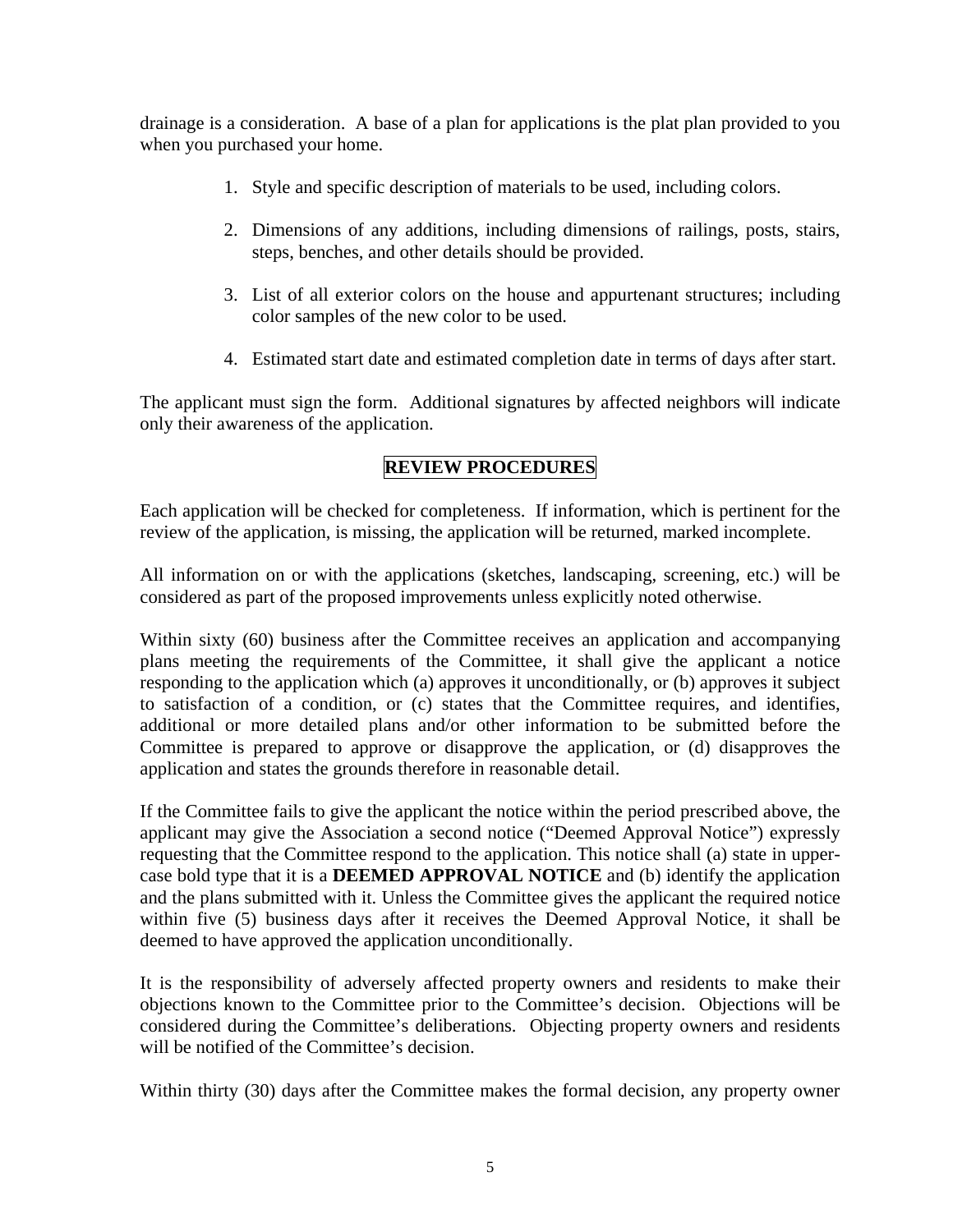drainage is a consideration. A base of a plan for applications is the plat plan provided to you when you purchased your home.

1. Style and specific description of materials to be used, including colors.

2. Dimensions of any additions, including dimensions of railings, posts, stairs, steps, benches, and other details should be provided.

3. List of all exterior colors on the house and appurtenant structures; including color samples of the new color to be used.

4. Estimated start date and estimated completion date in terms of days after start.

The applicant must sign the form. Additional signatures by affected neighbors will indicate only their awareness of the application.

## REVIEW PROCEDURES

Each application will be checked for completeness. If information, which is pertinent for the review of the application, is missing, the application will be returned, marked incomplete.

All information on or with the applications (sketches, landscaping, screening, etc.) will be considered as part of the proposed improvements unless explicitly noted otherwise.

Within sixty (60) business after the Committee receives an application and accompanying plans meeting the requirements of the Committee, it shall give the applicant a notice responding to the application which (a) approves it unconditionally, or (b) approves it subject to satisfaction of a condition, or (c) states that the Committee requires, and identifies, additional or more detailed plans and/or other information to be submitted before the Committee is prepared to approve or disapprove the application, or (d) disapproves the application and states the grounds therefore in reasonable detail.

If the Committee fails to give the applicant the notice within the period prescribed above, the applicant may give the Association a second notice ("Deemed Approval Notice") expressly requesting that the Committee respond to the application. This notice shall (a) state in upper-case bold type that it is a **DEEMED APPROVAL NOTICE** and (b) identify the application and the plans submitted with it. Unless the Committee gives the applicant the required notice within five (5) business days after it receives the Deemed Approval Notice, it shall be deemed to have approved the application unconditionally.

It is the responsibility of adversely affected property owners and residents to make their objections known to the Committee prior to the Committee's decision. Objections will be considered during the Committee's deliberations. Objecting property owners and residents will be notified of the Committee's decision.

Within thirty (30) days after the Committee makes the formal decision, any property owner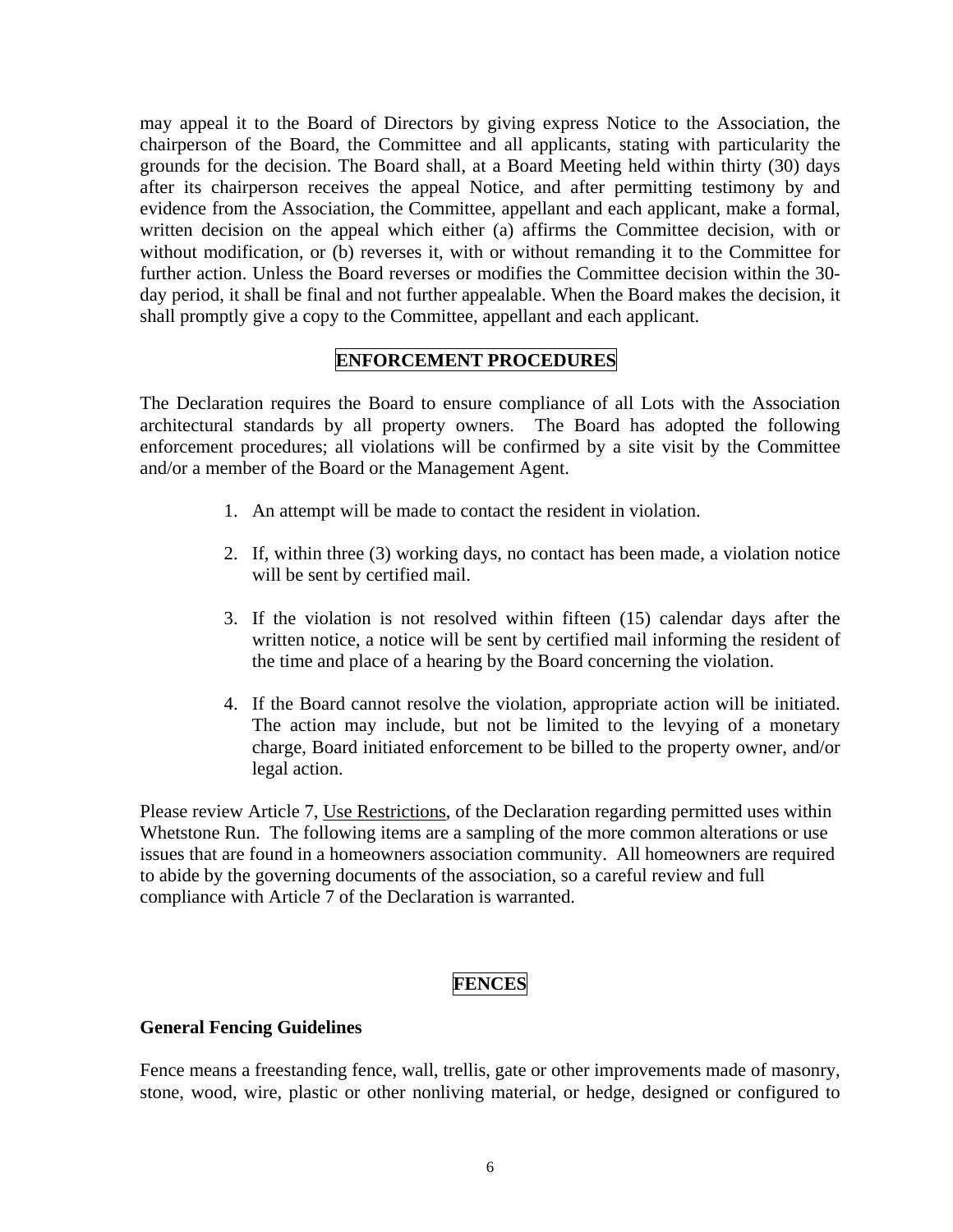may appeal it to the Board of Directors by giving express Notice to the Association, the chairperson of the Board, the Committee and all applicants, stating with particularity the grounds for the decision. The Board shall, at a Board Meeting held within thirty (30) days after its chairperson receives the appeal Notice, and after permitting testimony by and evidence from the Association, the Committee, appellant and each applicant, make a formal, written decision on the appeal which either (a) affirms the Committee decision, with or without modification, or (b) reverses it, with or without remanding it to the Committee for further action. Unless the Board reverses or modifies the Committee decision within the 30-day period, it shall be final and not further appealable. When the Board makes the decision, it shall promptly give a copy to the Committee, appellant and each applicant.

## ENFORCEMENT PROCEDURES

The Declaration requires the Board to ensure compliance of all Lots with the Association architectural standards by all property owners. The Board has adopted the following enforcement procedures; all violations will be confirmed by a site visit by the Committee and/or a member of the Board or the Management Agent.

1. An attempt will be made to contact the resident in violation.

2. If, within three (3) working days, no contact has been made, a violation notice will be sent by certified mail.

3. If the violation is not resolved within fifteen (15) calendar days after the written notice, a notice will be sent by certified mail informing the resident of the time and place of a hearing by the Board concerning the violation.

4. If the Board cannot resolve the violation, appropriate action will be initiated. The action may include, but not be limited to the levying of a monetary charge, Board initiated enforcement to be billed to the property owner, and/or legal action.

Please review Article 7, Use Restrictions, of the Declaration regarding permitted uses within Whetstone Run. The following items are a sampling of the more common alterations or use issues that are found in a homeowners association community. All homeowners are required to abide by the governing documents of the association, so a careful review and full compliance with Article 7 of the Declaration is warranted.

## FENCES

### General Fencing Guidelines

Fence means a freestanding fence, wall, trellis, gate or other improvements made of masonry, stone, wood, wire, plastic or other nonliving material, or hedge, designed or configured to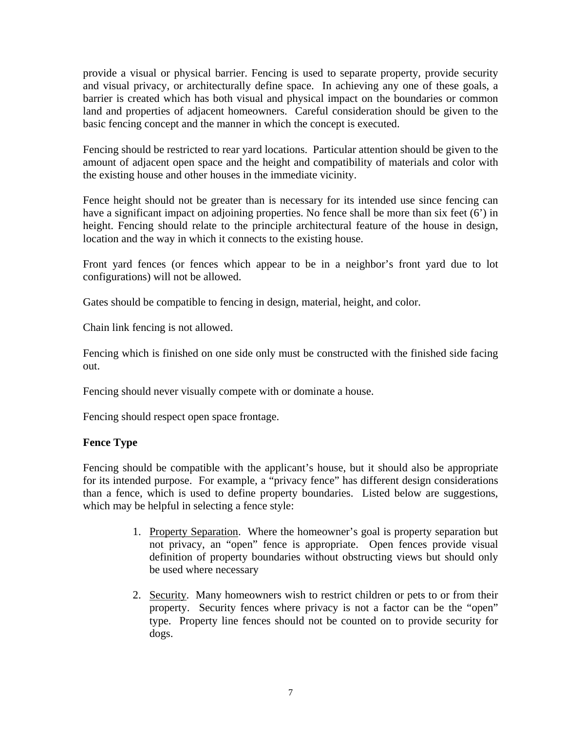provide a visual or physical barrier. Fencing is used to separate property, provide security and visual privacy, or architecturally define space. In achieving any one of these goals, a barrier is created which has both visual and physical impact on the boundaries or common land and properties of adjacent homeowners. Careful consideration should be given to the basic fencing concept and the manner in which the concept is executed.

Fencing should be restricted to rear yard locations. Particular attention should be given to the amount of adjacent open space and the height and compatibility of materials and color with the existing house and other houses in the immediate vicinity.

Fence height should not be greater than is necessary for its intended use since fencing can have a significant impact on adjoining properties. No fence shall be more than six feet (6') in height. Fencing should relate to the principle architectural feature of the house in design, location and the way in which it connects to the existing house.

Front yard fences (or fences which appear to be in a neighbor's front yard due to lot configurations) will not be allowed.

Gates should be compatible to fencing in design, material, height, and color.

Chain link fencing is not allowed.

Fencing which is finished on one side only must be constructed with the finished side facing out.

Fencing should never visually compete with or dominate a house.

Fencing should respect open space frontage.

**Fence Type**

Fencing should be compatible with the applicant's house, but it should also be appropriate for its intended purpose. For example, a "privacy fence" has different design considerations than a fence, which is used to define property boundaries. Listed below are suggestions, which may be helpful in selecting a fence style:

1. Property Separation. Where the homeowner's goal is property separation but not privacy, an "open" fence is appropriate. Open fences provide visual definition of property boundaries without obstructing views but should only be used where necessary

2. Security. Many homeowners wish to restrict children or pets to or from their property. Security fences where privacy is not a factor can be the "open" type. Property line fences should not be counted on to provide security for dogs.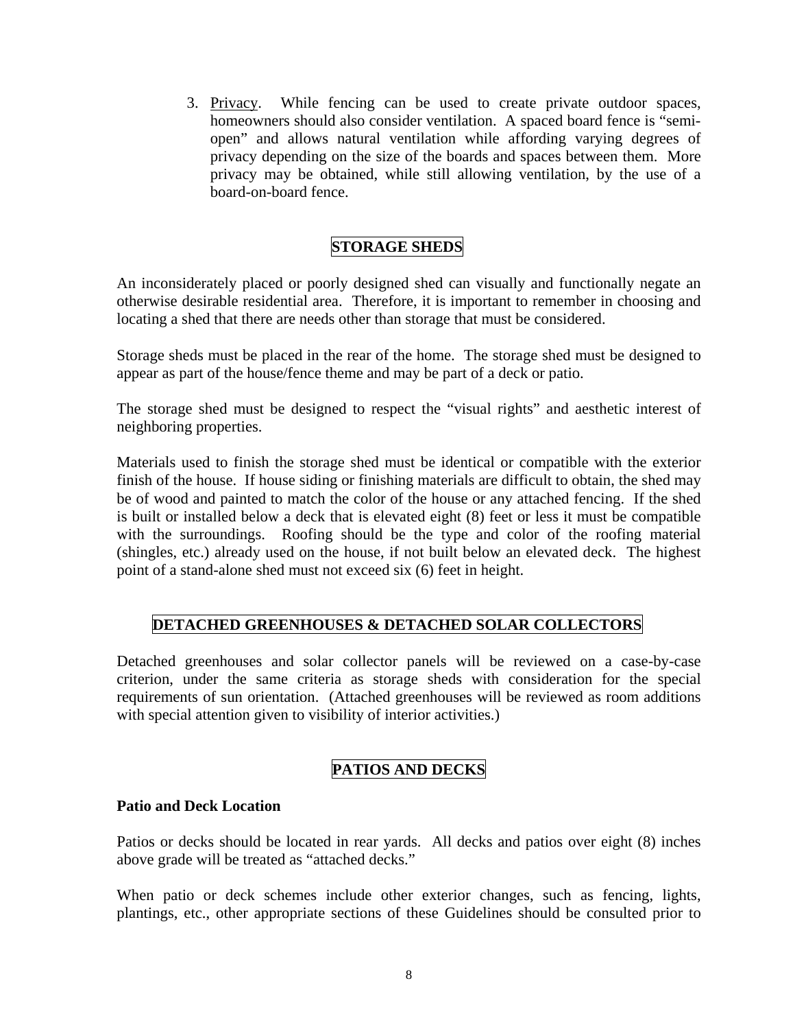3. Privacy. While fencing can be used to create private outdoor spaces, homeowners should also consider ventilation. A spaced board fence is "semi-open" and allows natural ventilation while affording varying degrees of privacy depending on the size of the boards and spaces between them. More privacy may be obtained, while still allowing ventilation, by the use of a board-on-board fence.

## STORAGE SHEDS

An inconsiderately placed or poorly designed shed can visually and functionally negate an otherwise desirable residential area. Therefore, it is important to remember in choosing and locating a shed that there are needs other than storage that must be considered.

Storage sheds must be placed in the rear of the home. The storage shed must be designed to appear as part of the house/fence theme and may be part of a deck or patio.

The storage shed must be designed to respect the "visual rights" and aesthetic interest of neighboring properties.

Materials used to finish the storage shed must be identical or compatible with the exterior finish of the house. If house siding or finishing materials are difficult to obtain, the shed may be of wood and painted to match the color of the house or any attached fencing. If the shed is built or installed below a deck that is elevated eight (8) feet or less it must be compatible with the surroundings. Roofing should be the type and color of the roofing material (shingles, etc.) already used on the house, if not built below an elevated deck. The highest point of a stand-alone shed must not exceed six (6) feet in height.

## DETACHED GREENHOUSES & DETACHED SOLAR COLLECTORS

Detached greenhouses and solar collector panels will be reviewed on a case-by-case criterion, under the same criteria as storage sheds with consideration for the special requirements of sun orientation. (Attached greenhouses will be reviewed as room additions with special attention given to visibility of interior activities.)

## PATIOS AND DECKS

### Patio and Deck Location

Patios or decks should be located in rear yards. All decks and patios over eight (8) inches above grade will be treated as "attached decks."

When patio or deck schemes include other exterior changes, such as fencing, lights, plantings, etc., other appropriate sections of these Guidelines should be consulted prior to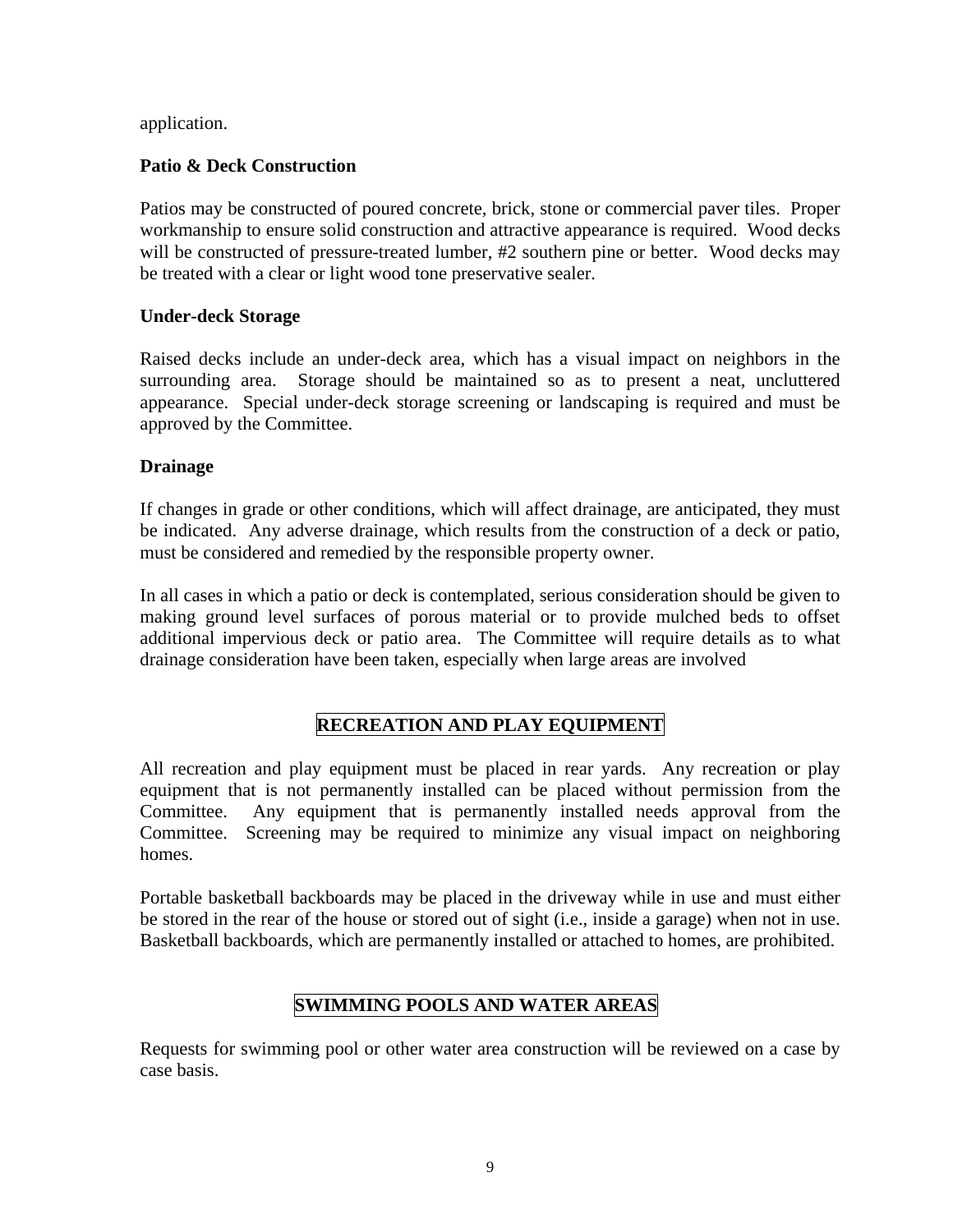application.

### Patio & Deck Construction

Patios may be constructed of poured concrete, brick, stone or commercial paver tiles. Proper workmanship to ensure solid construction and attractive appearance is required. Wood decks will be constructed of pressure-treated lumber, #2 southern pine or better. Wood decks may be treated with a clear or light wood tone preservative sealer.

### Under-deck Storage

Raised decks include an under-deck area, which has a visual impact on neighbors in the surrounding area. Storage should be maintained so as to present a neat, uncluttered appearance. Special under-deck storage screening or landscaping is required and must be approved by the Committee.

### Drainage

If changes in grade or other conditions, which will affect drainage, are anticipated, they must be indicated. Any adverse drainage, which results from the construction of a deck or patio, must be considered and remedied by the responsible property owner.

In all cases in which a patio or deck is contemplated, serious consideration should be given to making ground level surfaces of porous material or to provide mulched beds to offset additional impervious deck or patio area. The Committee will require details as to what drainage consideration have been taken, especially when large areas are involved

## RECREATION AND PLAY EQUIPMENT

All recreation and play equipment must be placed in rear yards. Any recreation or play equipment that is not permanently installed can be placed without permission from the Committee. Any equipment that is permanently installed needs approval from the Committee. Screening may be required to minimize any visual impact on neighboring homes.

Portable basketball backboards may be placed in the driveway while in use and must either be stored in the rear of the house or stored out of sight (i.e., inside a garage) when not in use. Basketball backboards, which are permanently installed or attached to homes, are prohibited.

## SWIMMING POOLS AND WATER AREAS

Requests for swimming pool or other water area construction will be reviewed on a case by case basis.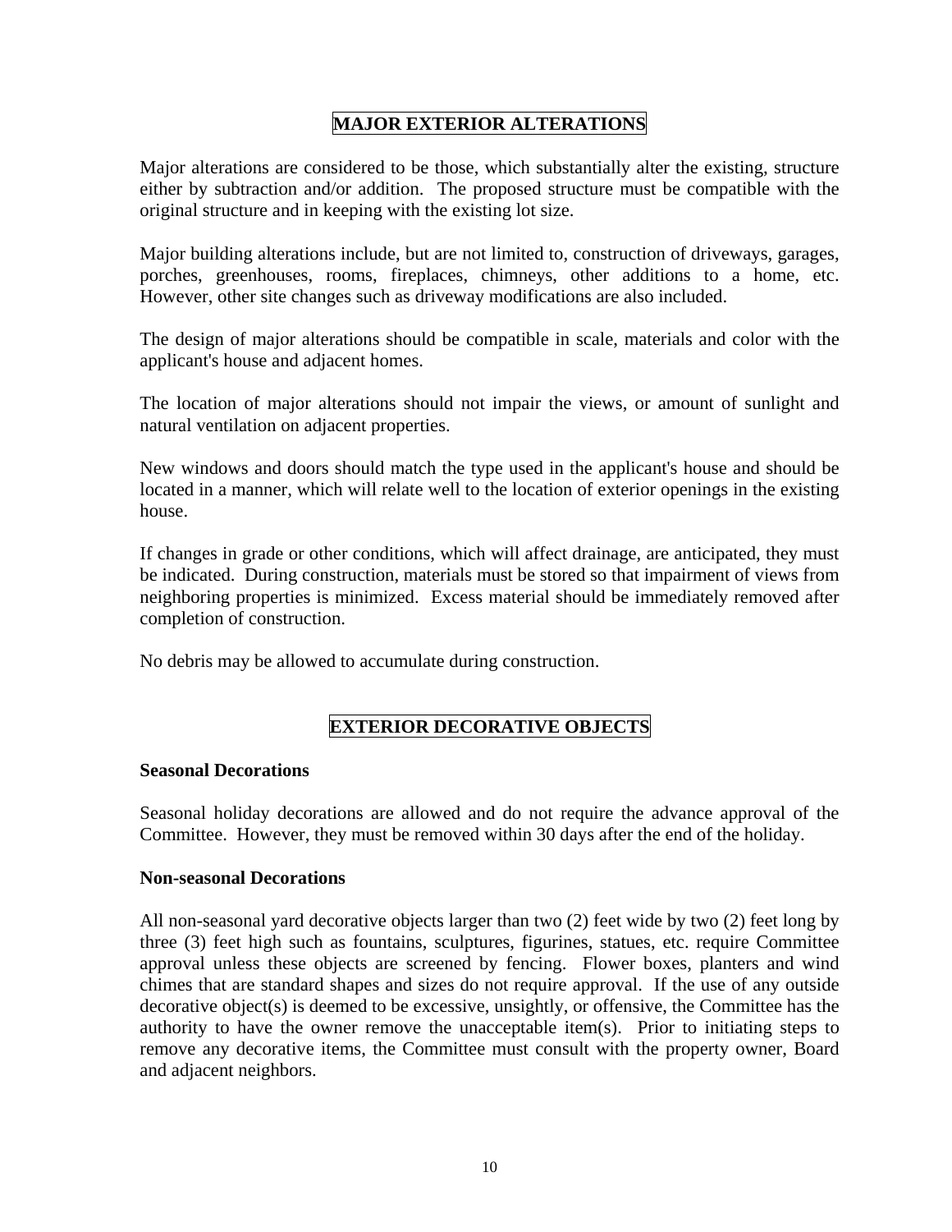## MAJOR EXTERIOR ALTERATIONS

Major alterations are considered to be those, which substantially alter the existing, structure either by subtraction and/or addition. The proposed structure must be compatible with the original structure and in keeping with the existing lot size.

Major building alterations include, but are not limited to, construction of driveways, garages, porches, greenhouses, rooms, fireplaces, chimneys, other additions to a home, etc. However, other site changes such as driveway modifications are also included.

The design of major alterations should be compatible in scale, materials and color with the applicant's house and adjacent homes.

The location of major alterations should not impair the views, or amount of sunlight and natural ventilation on adjacent properties.

New windows and doors should match the type used in the applicant's house and should be located in a manner, which will relate well to the location of exterior openings in the existing house.

If changes in grade or other conditions, which will affect drainage, are anticipated, they must be indicated. During construction, materials must be stored so that impairment of views from neighboring properties is minimized. Excess material should be immediately removed after completion of construction.

No debris may be allowed to accumulate during construction.

## EXTERIOR DECORATIVE OBJECTS

**Seasonal Decorations**

Seasonal holiday decorations are allowed and do not require the advance approval of the Committee. However, they must be removed within 30 days after the end of the holiday.

**Non-seasonal Decorations**

All non-seasonal yard decorative objects larger than two (2) feet wide by two (2) feet long by three (3) feet high such as fountains, sculptures, figurines, statues, etc. require Committee approval unless these objects are screened by fencing. Flower boxes, planters and wind chimes that are standard shapes and sizes do not require approval. If the use of any outside decorative object(s) is deemed to be excessive, unsightly, or offensive, the Committee has the authority to have the owner remove the unacceptable item(s). Prior to initiating steps to remove any decorative items, the Committee must consult with the property owner, Board and adjacent neighbors.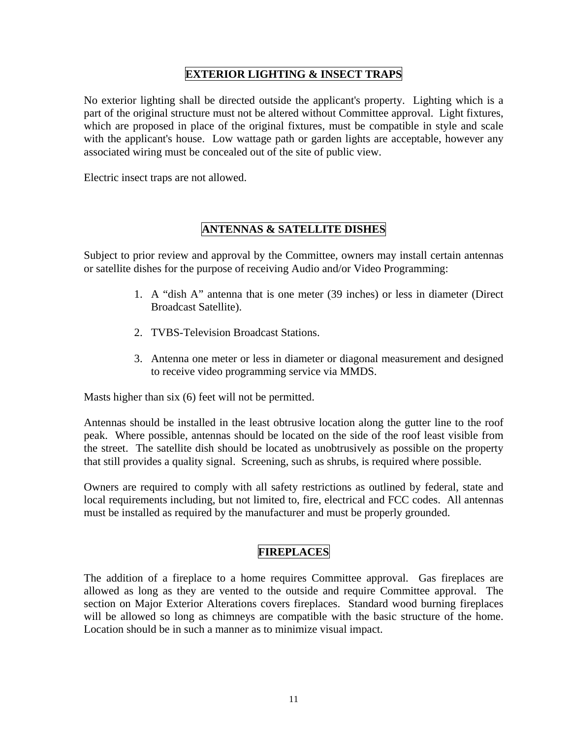## EXTERIOR LIGHTING & INSECT TRAPS

No exterior lighting shall be directed outside the applicant's property. Lighting which is a part of the original structure must not be altered without Committee approval. Light fixtures, which are proposed in place of the original fixtures, must be compatible in style and scale with the applicant's house. Low wattage path or garden lights are acceptable, however any associated wiring must be concealed out of the site of public view.

Electric insect traps are not allowed.

## ANTENNAS & SATELLITE DISHES

Subject to prior review and approval by the Committee, owners may install certain antennas or satellite dishes for the purpose of receiving Audio and/or Video Programming:

1. A "dish A" antenna that is one meter (39 inches) or less in diameter (Direct Broadcast Satellite).
2. TVBS-Television Broadcast Stations.
3. Antenna one meter or less in diameter or diagonal measurement and designed to receive video programming service via MMDS.

Masts higher than six (6) feet will not be permitted.

Antennas should be installed in the least obtrusive location along the gutter line to the roof peak. Where possible, antennas should be located on the side of the roof least visible from the street. The satellite dish should be located as unobtrusively as possible on the property that still provides a quality signal. Screening, such as shrubs, is required where possible.

Owners are required to comply with all safety restrictions as outlined by federal, state and local requirements including, but not limited to, fire, electrical and FCC codes. All antennas must be installed as required by the manufacturer and must be properly grounded.

## FIREPLACES

The addition of a fireplace to a home requires Committee approval. Gas fireplaces are allowed as long as they are vented to the outside and require Committee approval. The section on Major Exterior Alterations covers fireplaces. Standard wood burning fireplaces will be allowed so long as chimneys are compatible with the basic structure of the home. Location should be in such a manner as to minimize visual impact.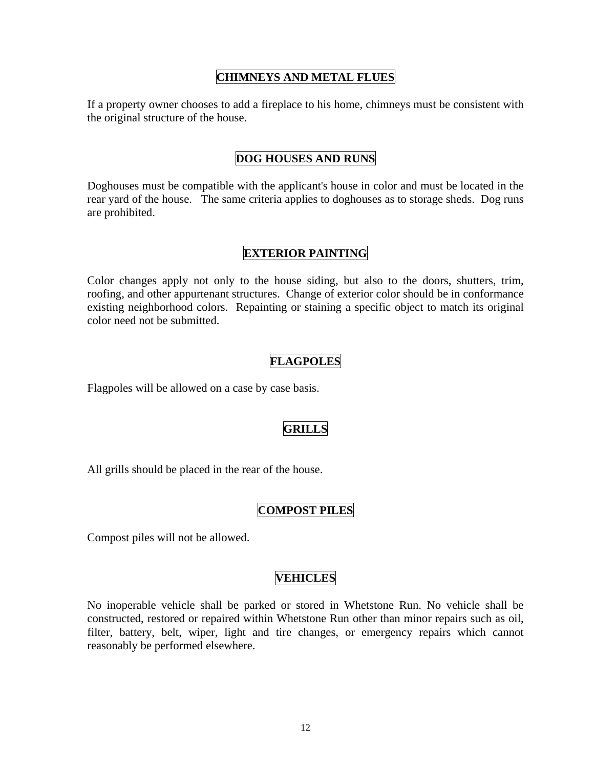## CHIMNEYS AND METAL FLUES

If a property owner chooses to add a fireplace to his home, chimneys must be consistent with the original structure of the house.

## DOG HOUSES AND RUNS

Doghouses must be compatible with the applicant's house in color and must be located in the rear yard of the house. The same criteria applies to doghouses as to storage sheds. Dog runs are prohibited.

## EXTERIOR PAINTING

Color changes apply not only to the house siding, but also to the doors, shutters, trim, roofing, and other appurtenant structures. Change of exterior color should be in conformance existing neighborhood colors. Repainting or staining a specific object to match its original color need not be submitted.

## FLAGPOLES

Flagpoles will be allowed on a case by case basis.

## GRILLS

All grills should be placed in the rear of the house.

## COMPOST PILES

Compost piles will not be allowed.

## VEHICLES

No inoperable vehicle shall be parked or stored in Whetstone Run. No vehicle shall be constructed, restored or repaired within Whetstone Run other than minor repairs such as oil, filter, battery, belt, wiper, light and tire changes, or emergency repairs which cannot reasonably be performed elsewhere.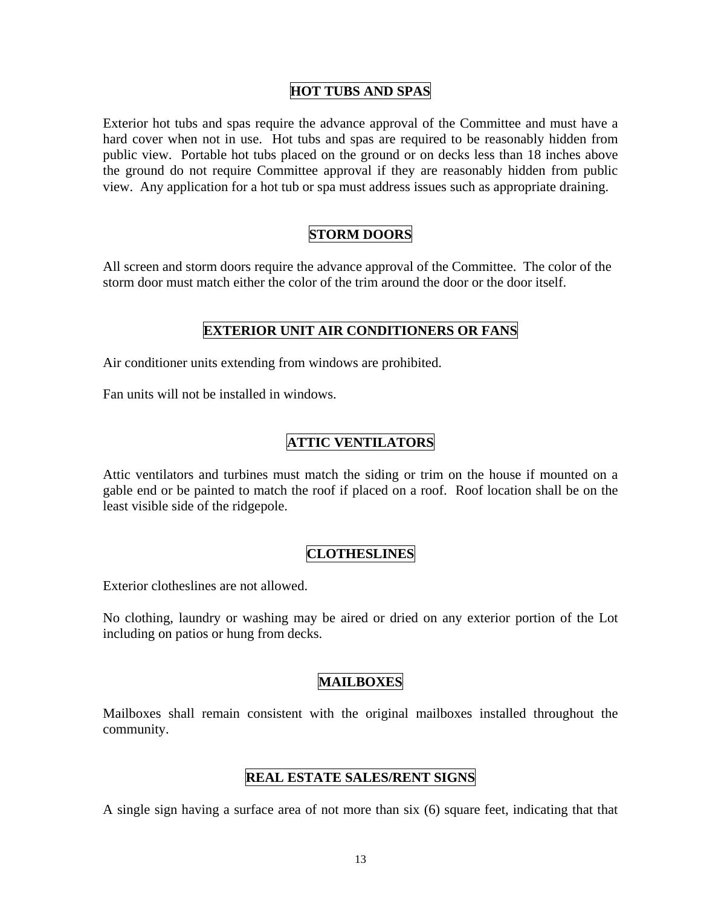## HOT TUBS AND SPAS

Exterior hot tubs and spas require the advance approval of the Committee and must have a hard cover when not in use. Hot tubs and spas are required to be reasonably hidden from public view. Portable hot tubs placed on the ground or on decks less than 18 inches above the ground do not require Committee approval if they are reasonably hidden from public view. Any application for a hot tub or spa must address issues such as appropriate draining.

## STORM DOORS

All screen and storm doors require the advance approval of the Committee. The color of the storm door must match either the color of the trim around the door or the door itself.

## EXTERIOR UNIT AIR CONDITIONERS OR FANS

Air conditioner units extending from windows are prohibited.

Fan units will not be installed in windows.

## ATTIC VENTILATORS

Attic ventilators and turbines must match the siding or trim on the house if mounted on a gable end or be painted to match the roof if placed on a roof. Roof location shall be on the least visible side of the ridgepole.

## CLOTHESLINES

Exterior clotheslines are not allowed.

No clothing, laundry or washing may be aired or dried on any exterior portion of the Lot including on patios or hung from decks.

## MAILBOXES

Mailboxes shall remain consistent with the original mailboxes installed throughout the community.

## REAL ESTATE SALES/RENT SIGNS

A single sign having a surface area of not more than six (6) square feet, indicating that that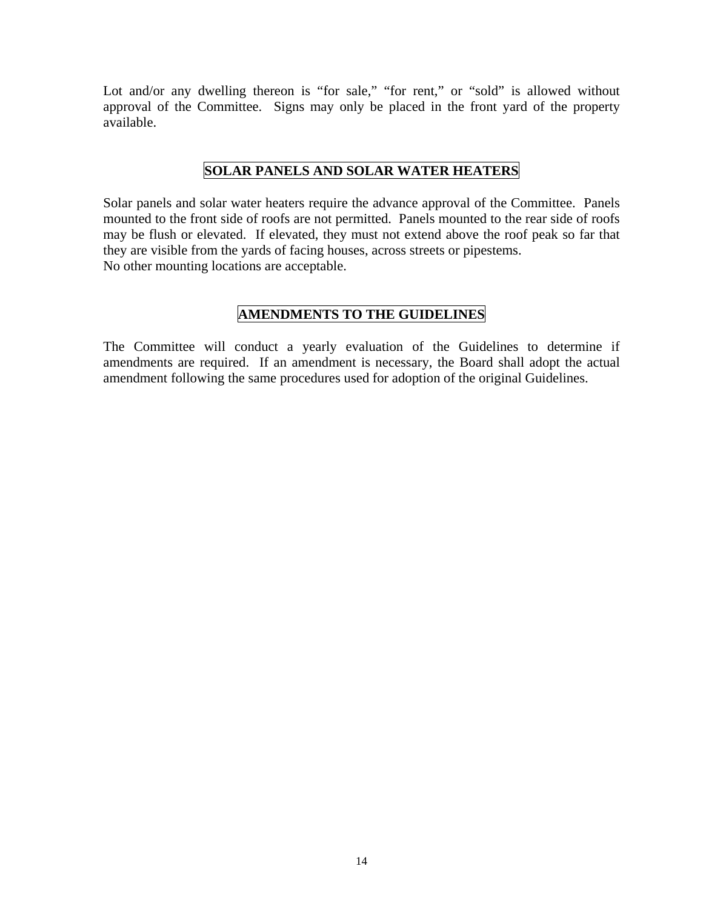Lot and/or any dwelling thereon is "for sale," "for rent," or "sold" is allowed without approval of the Committee. Signs may only be placed in the front yard of the property available.

## SOLAR PANELS AND SOLAR WATER HEATERS

Solar panels and solar water heaters require the advance approval of the Committee. Panels mounted to the front side of roofs are not permitted. Panels mounted to the rear side of roofs may be flush or elevated. If elevated, they must not extend above the roof peak so far that they are visible from the yards of facing houses, across streets or pipestems.
No other mounting locations are acceptable.

## AMENDMENTS TO THE GUIDELINES

The Committee will conduct a yearly evaluation of the Guidelines to determine if amendments are required. If an amendment is necessary, the Board shall adopt the actual amendment following the same procedures used for adoption of the original Guidelines.